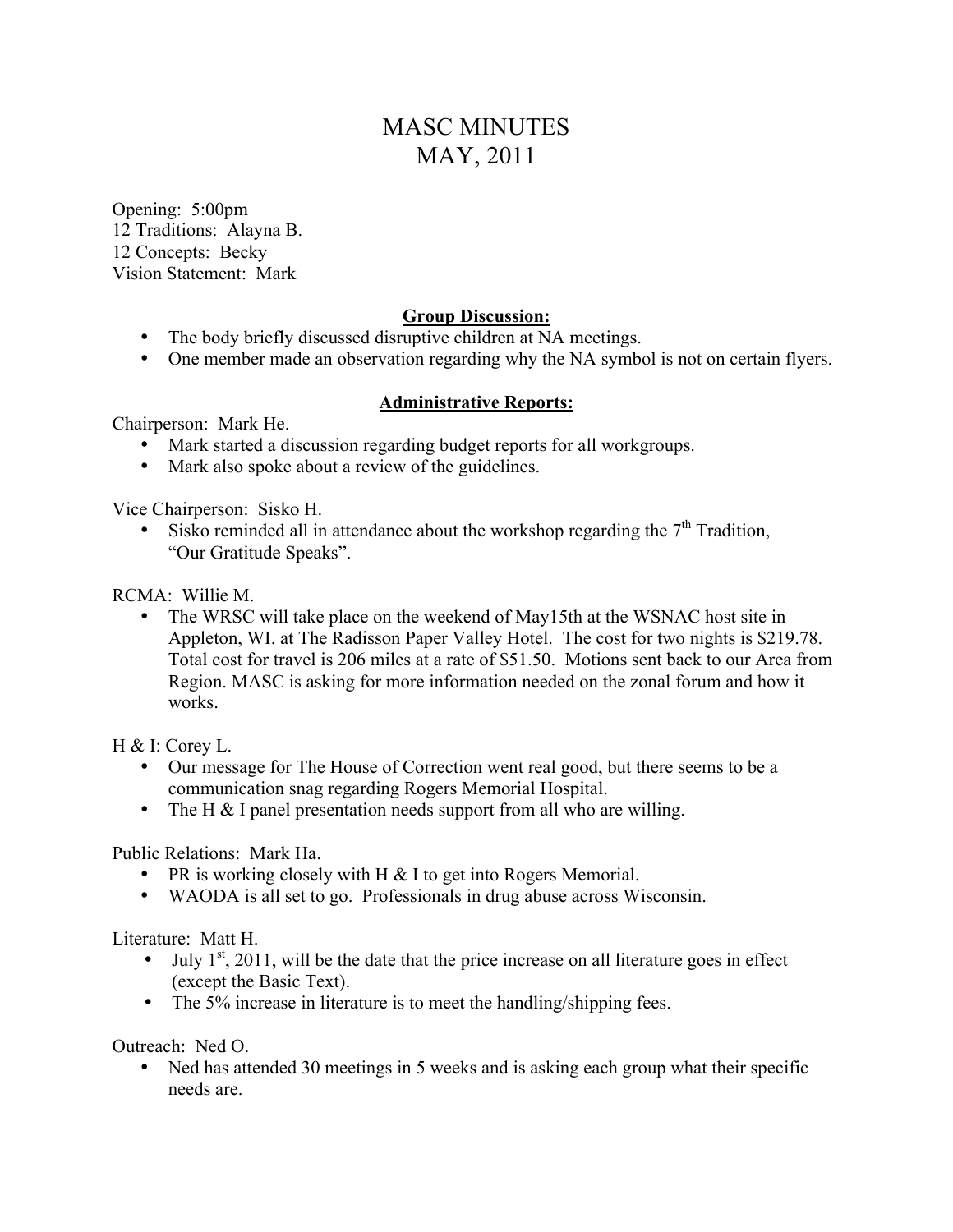# MASC MINUTES
# MAY, 2011

Opening: 5:00pm
12 Traditions: Alayna B.
12 Concepts: Becky
Vision Statement: Mark

**Group Discussion:**

- The body briefly discussed disruptive children at NA meetings.
- One member made an observation regarding why the NA symbol is not on certain flyers.

**Administrative Reports:**

Chairperson: Mark He.

- Mark started a discussion regarding budget reports for all workgroups.
- Mark also spoke about a review of the guidelines.

Vice Chairperson: Sisko H.

- Sisko reminded all in attendance about the workshop regarding the 7th Tradition, "Our Gratitude Speaks".

RCMA: Willie M.

- The WRSC will take place on the weekend of May15th at the WSNAC host site in Appleton, WI. at The Radisson Paper Valley Hotel. The cost for two nights is $219.78. Total cost for travel is 206 miles at a rate of $51.50. Motions sent back to our Area from Region. MASC is asking for more information needed on the zonal forum and how it works.

H & I: Corey L.

- Our message for The House of Correction went real good, but there seems to be a communication snag regarding Rogers Memorial Hospital.
- The H & I panel presentation needs support from all who are willing.

Public Relations: Mark Ha.

- PR is working closely with H & I to get into Rogers Memorial.
- WAODA is all set to go. Professionals in drug abuse across Wisconsin.

Literature: Matt H.

- July 1st, 2011, will be the date that the price increase on all literature goes in effect (except the Basic Text).
- The 5% increase in literature is to meet the handling/shipping fees.

Outreach: Ned O.

- Ned has attended 30 meetings in 5 weeks and is asking each group what their specific needs are.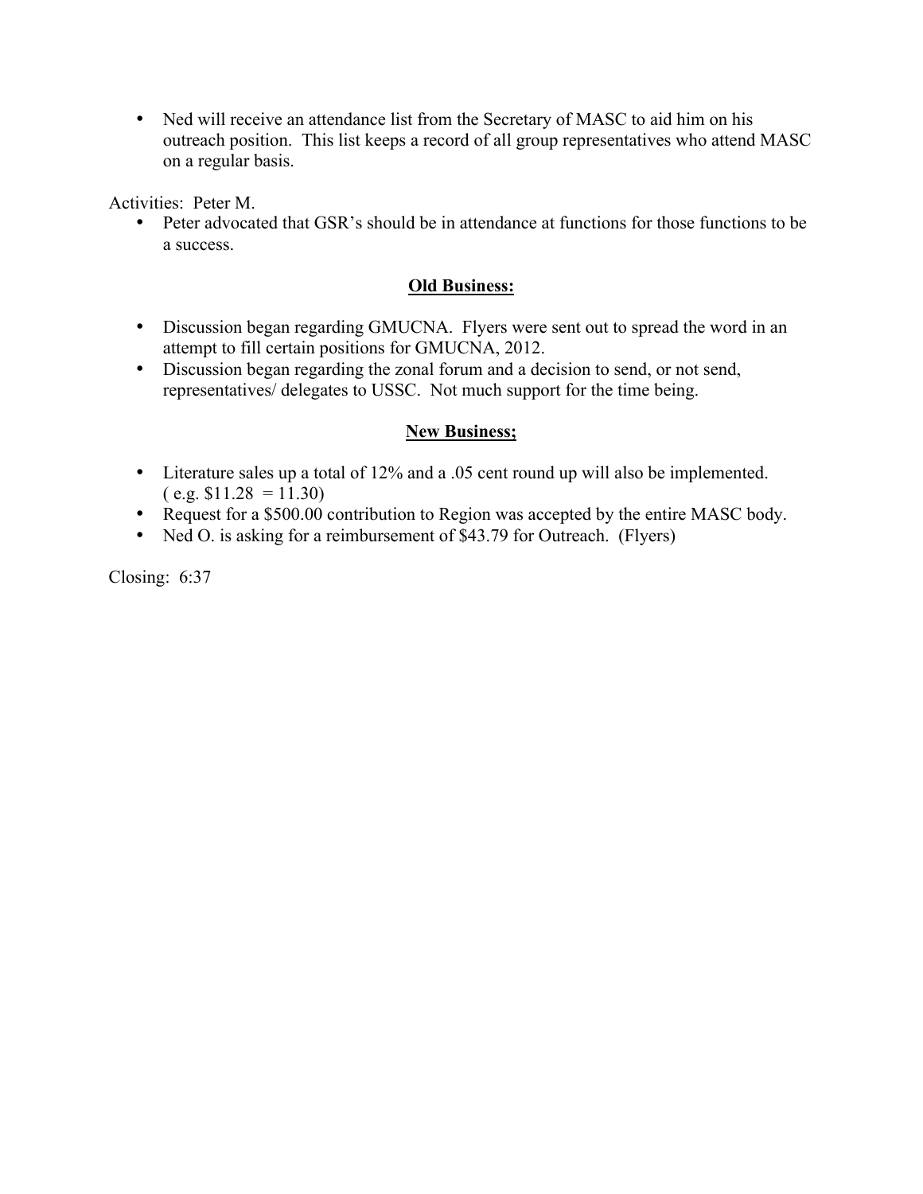- Ned will receive an attendance list from the Secretary of MASC to aid him on his outreach position. This list keeps a record of all group representatives who attend MASC on a regular basis.

Activities: Peter M.

- Peter advocated that GSR's should be in attendance at functions for those functions to be a success.

## **Old Business:**

- Discussion began regarding GMUCNA. Flyers were sent out to spread the word in an attempt to fill certain positions for GMUCNA, 2012.
- Discussion began regarding the zonal forum and a decision to send, or not send, representatives/ delegates to USSC. Not much support for the time being.

## **New Business;**

- Literature sales up a total of 12% and a .05 cent round up will also be implemented. ( e.g. $11.28 = 11.30)
- Request for a $500.00 contribution to Region was accepted by the entire MASC body.
- Ned O. is asking for a reimbursement of $43.79 for Outreach. (Flyers)

Closing: 6:37